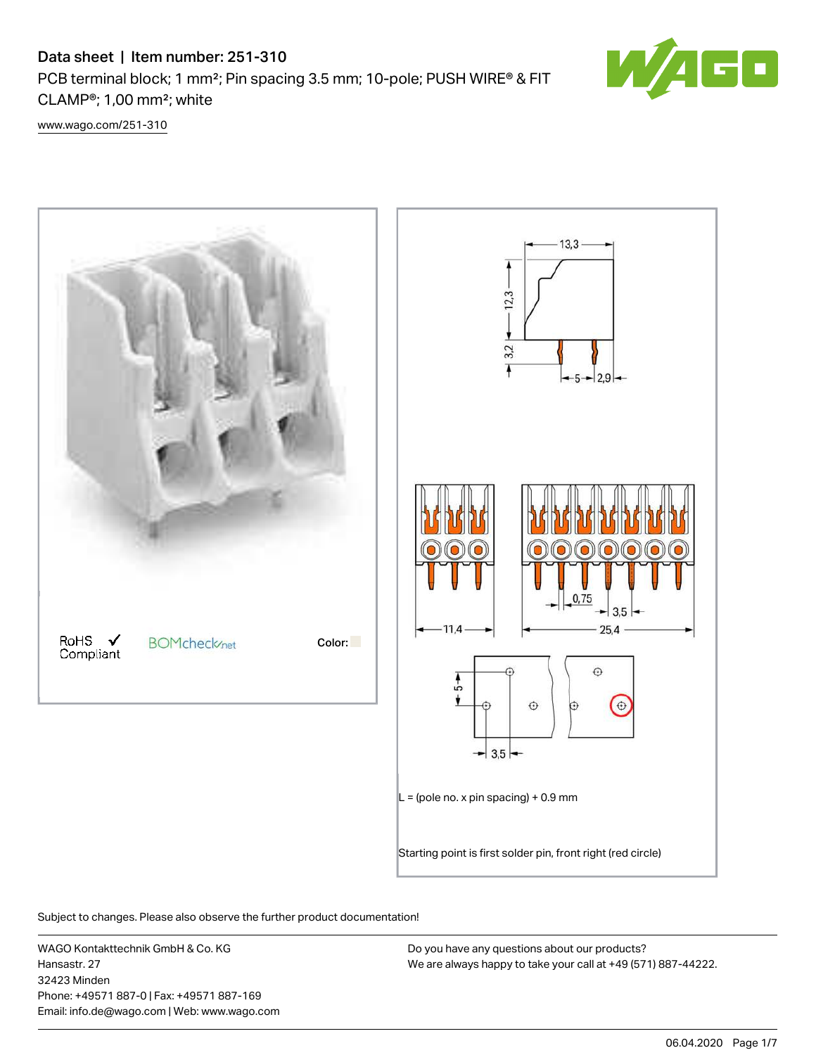# Data sheet | Item number: 251-310

PCB terminal block; 1 mm²; Pin spacing 3.5 mm; 10-pole; PUSH WIRE® & FIT CLAMP®; 1,00 mm²; white

www.wago.com/251-310

RoHS Compliant ✓

BOMcheck.net

Color:

13,3

12,3

3,2

5

2,9

0,75

3,5

11,4

25,4

5

3,5

L = (pole no. x pin spacing) + 0.9 mm

Starting point is first solder pin, front right (red circle)

Subject to changes. Please also observe the further product documentation!

WAGO Kontakttechnik GmbH & Co. KG
Hansastr. 27
32423 Minden
Phone: +49571 887-0 | Fax: +49571 887-169
Email: info.de@wago.com | Web: www.wago.com

Do you have any questions about our products?
We are always happy to take your call at +49 (571) 887-44222.

06.04.2020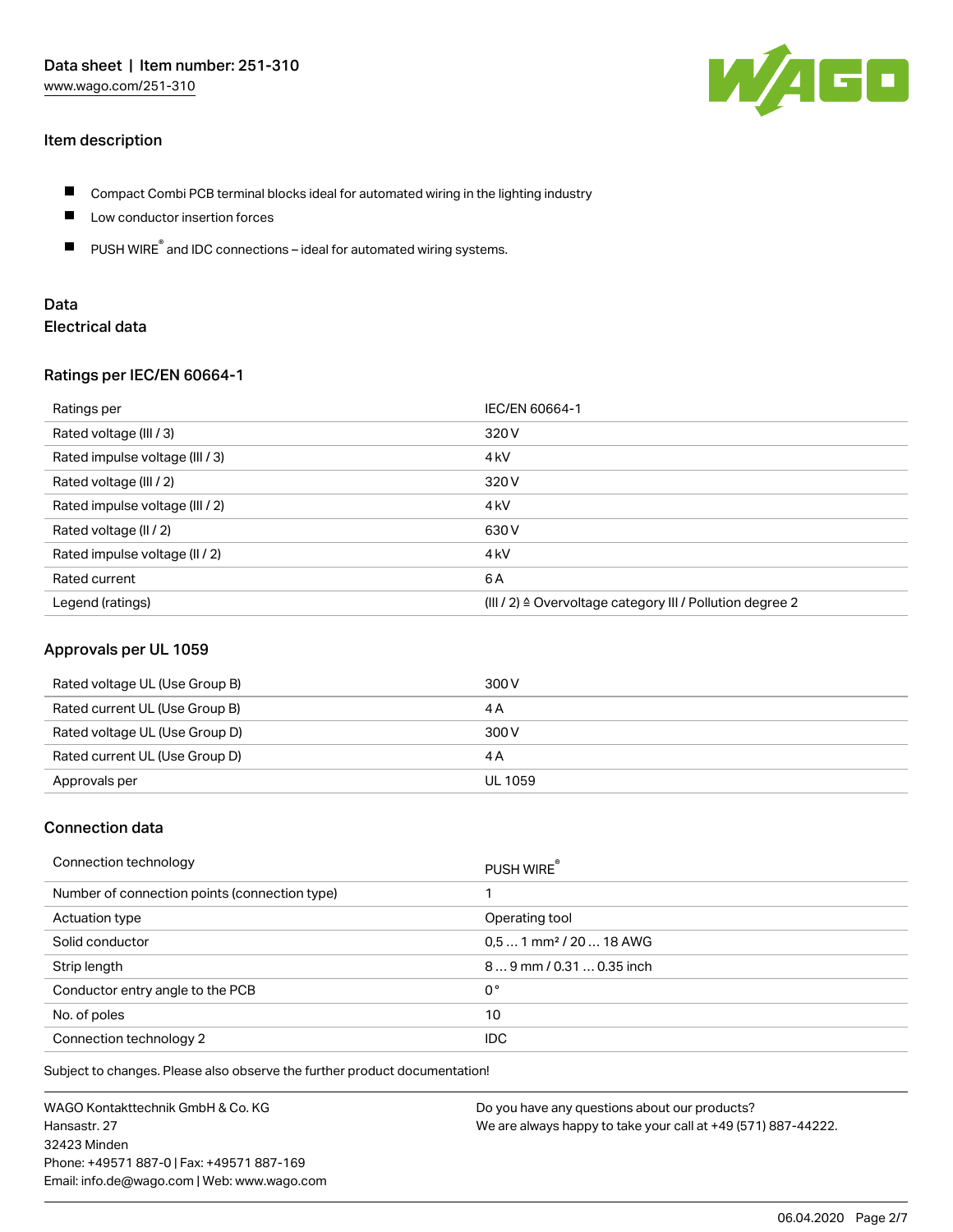## Item description

- Compact Combi PCB terminal blocks ideal for automated wiring in the lighting industry
- Low conductor insertion forces
- PUSH WIRE® and IDC connections – ideal for automated wiring systems.

## Data

### Electrical data

#### Ratings per IEC/EN 60664-1

| Ratings per | IEC/EN 60664-1 |
| --- | --- |
| Rated voltage (III / 3) | 320 V |
| Rated impulse voltage (III / 3) | 4 kV |
| Rated voltage (III / 2) | 320 V |
| Rated impulse voltage (III / 2) | 4 kV |
| Rated voltage (II / 2) | 630 V |
| Rated impulse voltage (II / 2) | 4 kV |
| Rated current | 6 A |
| Legend (ratings) | (III / 2) ≙ Overvoltage category III / Pollution degree 2 |

#### Approvals per UL 1059

| Rated voltage UL (Use Group B) | 300 V |
| --- | --- |
| Rated current UL (Use Group B) | 4 A |
| Rated voltage UL (Use Group D) | 300 V |
| Rated current UL (Use Group D) | 4 A |
| Approvals per | UL 1059 |

### Connection data

| Connection technology | PUSH WIRE® |
| --- | --- |
| Number of connection points (connection type) | 1 |
| Actuation type | Operating tool |
| Solid conductor | 0,5 … 1 mm² / 20 … 18 AWG |
| Strip length | 8 … 9 mm / 0.31 … 0.35 inch |
| Conductor entry angle to the PCB | 0 ° |
| No. of poles | 10 |
| Connection technology 2 | IDC |

Subject to changes. Please also observe the further product documentation!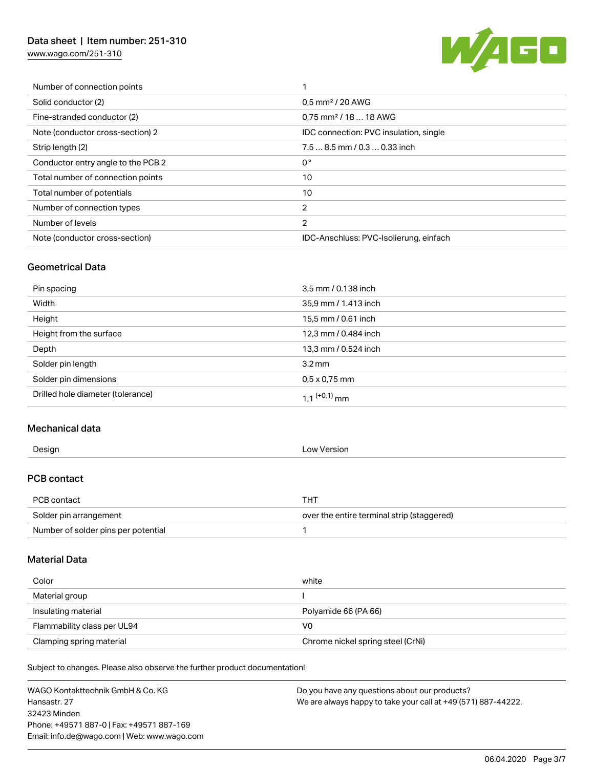| | |
|---|---|
| Number of connection points | 1 |
| Solid conductor (2) | 0,5 mm² / 20 AWG |
| Fine-stranded conductor (2) | 0,75 mm² / 18 … 18 AWG |
| Note (conductor cross-section) 2 | IDC connection: PVC insulation, single |
| Strip length (2) | 7.5 … 8.5 mm / 0.3 … 0.33 inch |
| Conductor entry angle to the PCB 2 | 0 ° |
| Total number of connection points | 10 |
| Total number of potentials | 10 |
| Number of connection types | 2 |
| Number of levels | 2 |
| Note (conductor cross-section) | IDC-Anschluss: PVC-Isolierung, einfach |

## Geometrical Data

| | |
|---|---|
| Pin spacing | 3,5 mm / 0.138 inch |
| Width | 35,9 mm / 1.413 inch |
| Height | 15,5 mm / 0.61 inch |
| Height from the surface | 12,3 mm / 0.484 inch |
| Depth | 13,3 mm / 0.524 inch |
| Solder pin length | 3.2 mm |
| Solder pin dimensions | 0,5 x 0,75 mm |
| Drilled hole diameter (tolerance) | 1,1 $^{(+0,1)}$ mm |

## Mechanical data

| | |
|---|---|
| Design | Low Version |

## PCB contact

| | |
|---|---|
| PCB contact | THT |
| Solder pin arrangement | over the entire terminal strip (staggered) |
| Number of solder pins per potential | 1 |

## Material Data

| | |
|---|---|
| Color | white |
| Material group | I |
| Insulating material | Polyamide 66 (PA 66) |
| Flammability class per UL94 | V0 |
| Clamping spring material | Chrome nickel spring steel (CrNi) |

Subject to changes. Please also observe the further product documentation!

WAGO Kontakttechnik GmbH & Co. KG
Hansastr. 27
32423 Minden
Phone: +49571 887-0 | Fax: +49571 887-169
Email: info.de@wago.com | Web: www.wago.com

Do you have any questions about our products?
We are always happy to take your call at +49 (571) 887-44222.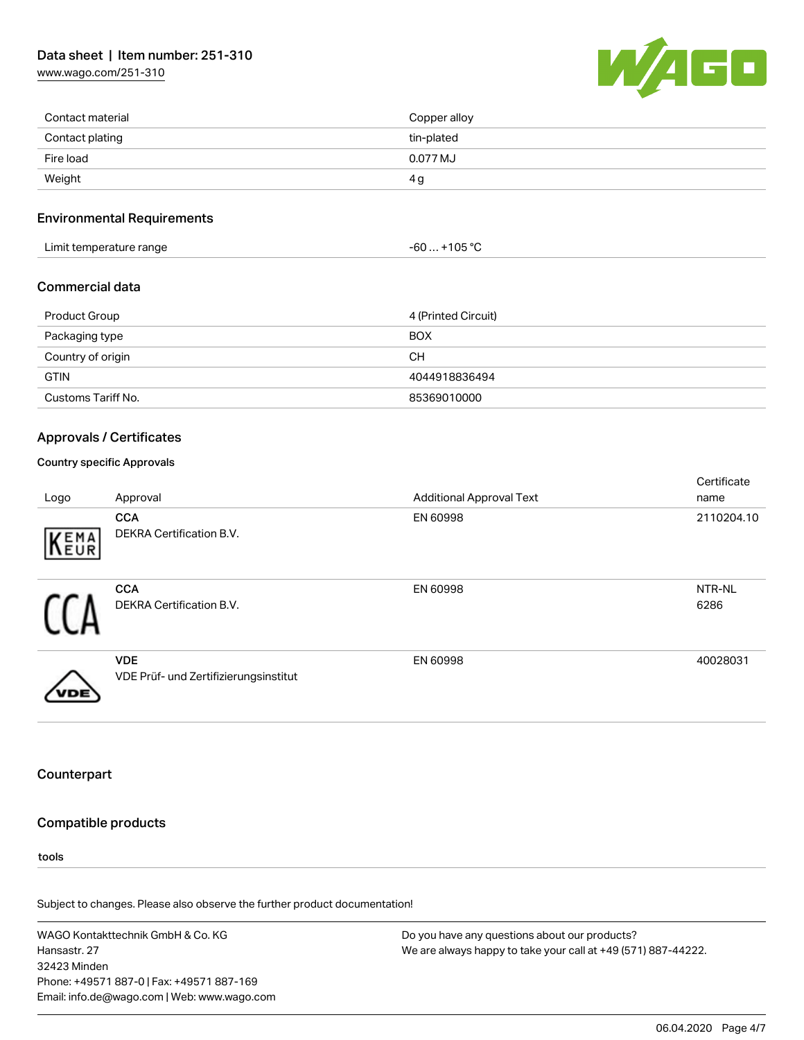| Contact material | Copper alloy |
| --- | --- |
| Contact plating | tin-plated |
| Fire load | 0.077 MJ |
| Weight | 4 g |

## Environmental Requirements

| Limit temperature range | -60 … +105 °C |
| --- | --- |

## Commercial data

| Product Group | 4 (Printed Circuit) |
| --- | --- |
| Packaging type | BOX |
| Country of origin | CH |
| GTIN | 4044918836494 |
| Customs Tariff No. | 85369010000 |

## Approvals / Certificates

### Country specific Approvals

| Logo | Approval | Additional Approval Text | Certificate name |
| --- | --- | --- | --- |
| | **CCA** DEKRA Certification B.V. | EN 60998 | 2110204.10 |
| | **CCA** DEKRA Certification B.V. | EN 60998 | NTR-NL 6286 |
| | **VDE** VDE Prüf- und Zertifizierungsinstitut | EN 60998 | 40028031 |

## Counterpart

## Compatible products

**tools**

Subject to changes. Please also observe the further product documentation!

WAGO Kontakttechnik GmbH & Co. KG
Hansastr. 27
32423 Minden
Phone: +49571 887-0 | Fax: +49571 887-169
Email: info.de@wago.com | Web: www.wago.com

Do you have any questions about our products?
We are always happy to take your call at +49 (571) 887-44222.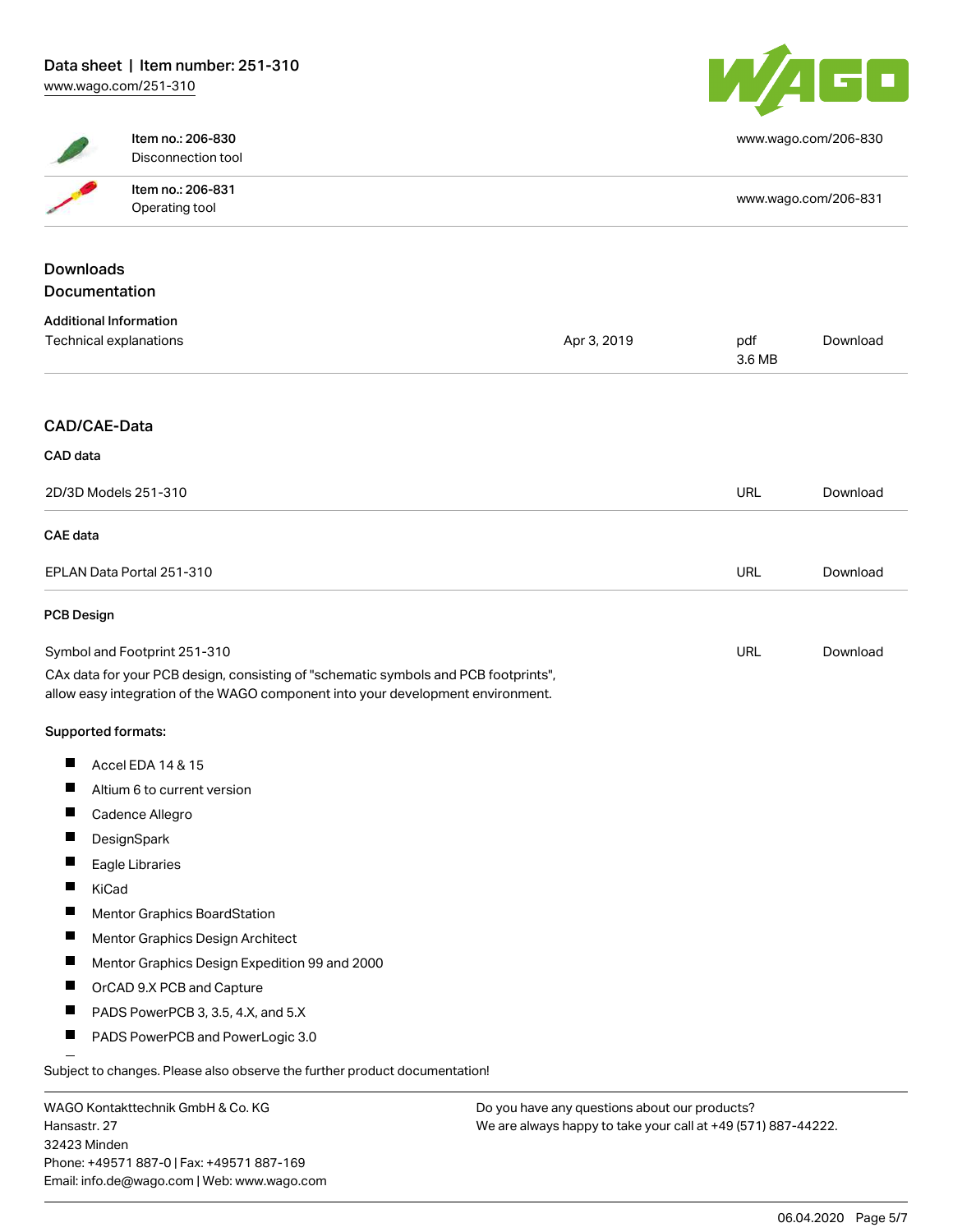| | | |
|---|---|---|
| | Item no.: 206-830<br>Disconnection tool | www.wago.com/206-830 |
| | Item no.: 206-831<br>Operating tool | www.wago.com/206-831 |

## Downloads

## Documentation

### Additional Information

| | | | |
|---|---|---|---|
| Technical explanations | Apr 3, 2019 | pdf<br>3.6 MB | Download |

## CAD/CAE-Data

### CAD data

| | | |
|---|---|---|
| 2D/3D Models 251-310 | URL | Download |

### CAE data

| | | |
|---|---|---|
| EPLAN Data Portal 251-310 | URL | Download |

### PCB Design

| | | |
|---|---|---|
| Symbol and Footprint 251-310 | URL | Download |

CAx data for your PCB design, consisting of "schematic symbols and PCB footprints", allow easy integration of the WAGO component into your development environment.

**Supported formats:**

- Accel EDA 14 & 15
- Altium 6 to current version
- Cadence Allegro
- DesignSpark
- Eagle Libraries
- KiCad
- Mentor Graphics BoardStation
- Mentor Graphics Design Architect
- Mentor Graphics Design Expedition 99 and 2000
- OrCAD 9.X PCB and Capture
- PADS PowerPCB 3, 3.5, 4.X, and 5.X
- PADS PowerPCB and PowerLogic 3.0

Subject to changes. Please also observe the further product documentation!

WAGO Kontakttechnik GmbH & Co. KG
Hansastr. 27
32423 Minden
Phone: +49571 887-0 | Fax: +49571 887-169
Email: info.de@wago.com | Web: www.wago.com

Do you have any questions about our products?
We are always happy to take your call at +49 (571) 887-44222.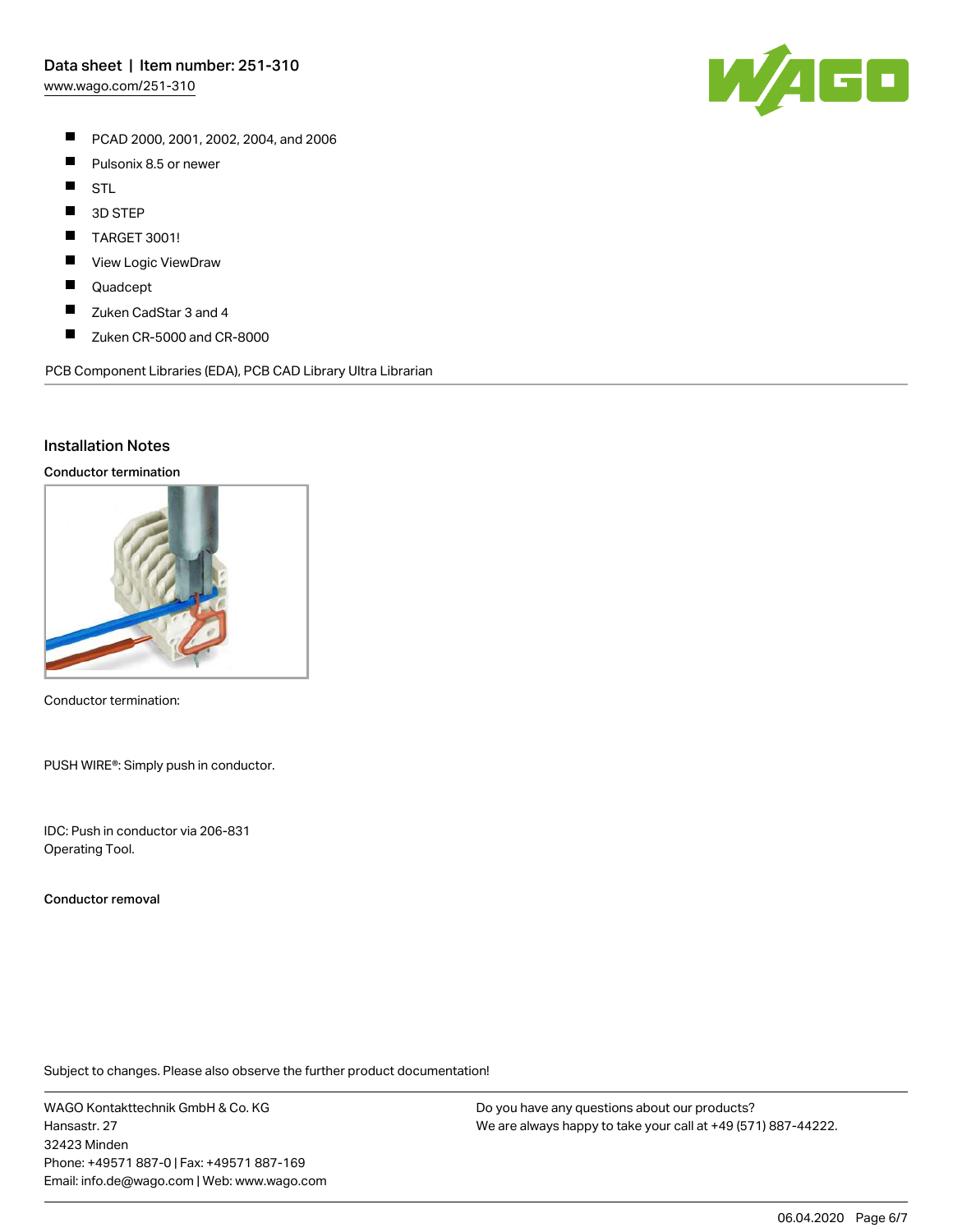- PCAD 2000, 2001, 2002, 2004, and 2006
- Pulsonix 8.5 or newer
- STL
- 3D STEP
- TARGET 3001!
- View Logic ViewDraw
- Quadcept
- Zuken CadStar 3 and 4
- Zuken CR-5000 and CR-8000

PCB Component Libraries (EDA), PCB CAD Library Ultra Librarian

## Installation Notes

**Conductor termination**

Conductor termination:

PUSH WIRE®: Simply push in conductor.

IDC: Push in conductor via 206-831 Operating Tool.

**Conductor removal**

Subject to changes. Please also observe the further product documentation!

WAGO Kontakttechnik GmbH & Co. KG
Hansastr. 27
32423 Minden
Phone: +49571 887-0 | Fax: +49571 887-169
Email: info.de@wago.com | Web: www.wago.com

Do you have any questions about our products?
We are always happy to take your call at +49 (571) 887-44222.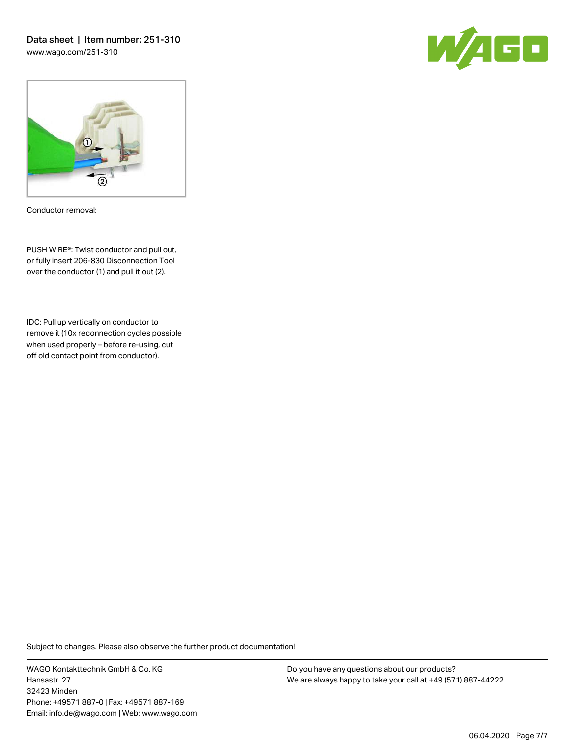Conductor removal:

PUSH WIRE®: Twist conductor and pull out, or fully insert 206-830 Disconnection Tool over the conductor (1) and pull it out (2).

IDC: Pull up vertically on conductor to remove it (10x reconnection cycles possible when used properly – before re-using, cut off old contact point from conductor).

Subject to changes. Please also observe the further product documentation!

WAGO Kontakttechnik GmbH & Co. KG
Hansastr. 27
32423 Minden
Phone: +49571 887-0 | Fax: +49571 887-169
Email: info.de@wago.com | Web: www.wago.com

Do you have any questions about our products?
We are always happy to take your call at +49 (571) 887-44222.